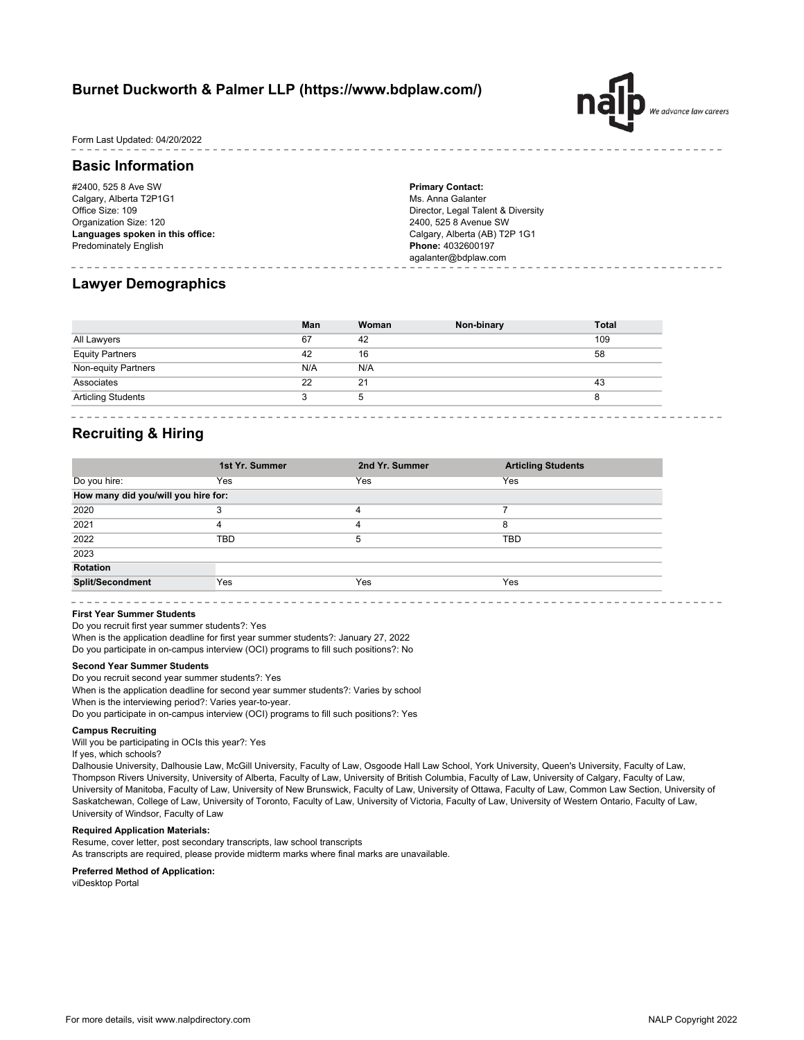# Burnet Duckworth & Palmer LLP (https://www.bdplaw.com/)

Form Last Updated: 04/20/2022

## Basic Information

#2400, 525 8 Ave SW
Calgary, Alberta T2P1G1
Office Size: 109
Organization Size: 120
**Languages spoken in this office:**
Predominately English

**Primary Contact:**
Ms. Anna Galanter
Director, Legal Talent & Diversity
2400, 525 8 Avenue SW
Calgary, Alberta (AB) T2P 1G1
**Phone:** 4032600197
agalanter@bdplaw.com

## Lawyer Demographics

| | Man | Woman | Non-binary | Total |
|---|---|---|---|---|
| All Lawyers | 67 | 42 | | 109 |
| Equity Partners | 42 | 16 | | 58 |
| Non-equity Partners | N/A | N/A | | |
| Associates | 22 | 21 | | 43 |
| Articling Students | 3 | 5 | | 8 |

## Recruiting & Hiring

| | 1st Yr. Summer | 2nd Yr. Summer | Articling Students |
|---|---|---|---|
| Do you hire: | Yes | Yes | Yes |
| **How many did you/will you hire for:** | | | |
| 2020 | 3 | 4 | 7 |
| 2021 | 4 | 4 | 8 |
| 2022 | TBD | 5 | TBD |
| 2023 | | | |
| **Rotation** | | | |
| **Split/Secondment** | Yes | Yes | Yes |

**First Year Summer Students**

Do you recruit first year summer students?: Yes
When is the application deadline for first year summer students?: January 27, 2022
Do you participate in on-campus interview (OCI) programs to fill such positions?: No

**Second Year Summer Students**

Do you recruit second year summer students?: Yes
When is the application deadline for second year summer students?: Varies by school
When is the interviewing period?: Varies year-to-year.
Do you participate in on-campus interview (OCI) programs to fill such positions?: Yes

**Campus Recruiting**

Will you be participating in OCIs this year?: Yes
If yes, which schools?
Dalhousie University, Dalhousie Law, McGill University, Faculty of Law, Osgoode Hall Law School, York University, Queen's University, Faculty of Law, Thompson Rivers University, University of Alberta, Faculty of Law, University of British Columbia, Faculty of Law, University of Calgary, Faculty of Law, University of Manitoba, Faculty of Law, University of New Brunswick, Faculty of Law, University of Ottawa, Faculty of Law, Common Law Section, University of Saskatchewan, College of Law, University of Toronto, Faculty of Law, University of Victoria, Faculty of Law, University of Western Ontario, Faculty of Law, University of Windsor, Faculty of Law

**Required Application Materials:**

Resume, cover letter, post secondary transcripts, law school transcripts
As transcripts are required, please provide midterm marks where final marks are unavailable.

**Preferred Method of Application:**

viDesktop Portal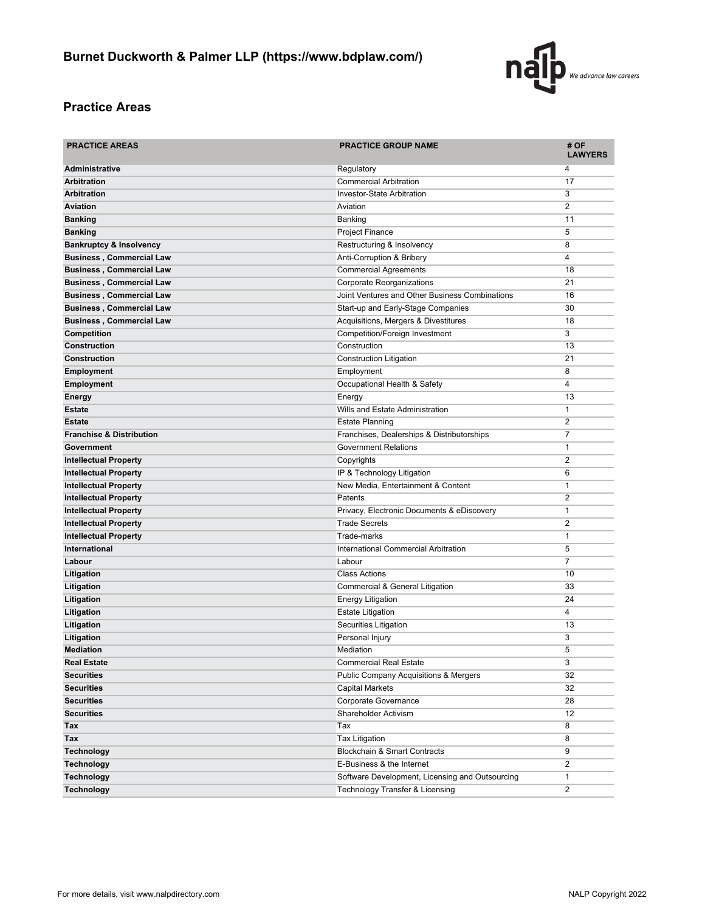## Burnet Duckworth & Palmer LLP (https://www.bdplaw.com/)

### Practice Areas

| PRACTICE AREAS | PRACTICE GROUP NAME | # OF LAWYERS |
|---|---|---|
| **Administrative** | Regulatory | 4 |
| **Arbitration** | Commercial Arbitration | 17 |
| **Arbitration** | Investor-State Arbitration | 3 |
| **Aviation** | Aviation | 2 |
| **Banking** | Banking | 11 |
| **Banking** | Project Finance | 5 |
| **Bankruptcy & Insolvency** | Restructuring & Insolvency | 8 |
| **Business , Commercial Law** | Anti-Corruption & Bribery | 4 |
| **Business , Commercial Law** | Commercial Agreements | 18 |
| **Business , Commercial Law** | Corporate Reorganizations | 21 |
| **Business , Commercial Law** | Joint Ventures and Other Business Combinations | 16 |
| **Business , Commercial Law** | Start-up and Early-Stage Companies | 30 |
| **Business , Commercial Law** | Acquisitions, Mergers & Divestitures | 18 |
| **Competition** | Competition/Foreign Investment | 3 |
| **Construction** | Construction | 13 |
| **Construction** | Construction Litigation | 21 |
| **Employment** | Employment | 8 |
| **Employment** | Occupational Health & Safety | 4 |
| **Energy** | Energy | 13 |
| **Estate** | Wills and Estate Administration | 1 |
| **Estate** | Estate Planning | 2 |
| **Franchise & Distribution** | Franchises, Dealerships & Distributorships | 7 |
| **Government** | Government Relations | 1 |
| **Intellectual Property** | Copyrights | 2 |
| **Intellectual Property** | IP & Technology Litigation | 6 |
| **Intellectual Property** | New Media, Entertainment & Content | 1 |
| **Intellectual Property** | Patents | 2 |
| **Intellectual Property** | Privacy, Electronic Documents & eDiscovery | 1 |
| **Intellectual Property** | Trade Secrets | 2 |
| **Intellectual Property** | Trade-marks | 1 |
| **International** | International Commercial Arbitration | 5 |
| **Labour** | Labour | 7 |
| **Litigation** | Class Actions | 10 |
| **Litigation** | Commercial & General Litigation | 33 |
| **Litigation** | Energy Litigation | 24 |
| **Litigation** | Estate Litigation | 4 |
| **Litigation** | Securities Litigation | 13 |
| **Litigation** | Personal Injury | 3 |
| **Mediation** | Mediation | 5 |
| **Real Estate** | Commercial Real Estate | 3 |
| **Securities** | Public Company Acquisitions & Mergers | 32 |
| **Securities** | Capital Markets | 32 |
| **Securities** | Corporate Governance | 28 |
| **Securities** | Shareholder Activism | 12 |
| **Tax** | Tax | 8 |
| **Tax** | Tax Litigation | 8 |
| **Technology** | Blockchain & Smart Contracts | 9 |
| **Technology** | E-Business & the Internet | 2 |
| **Technology** | Software Development, Licensing and Outsourcing | 1 |
| **Technology** | Technology Transfer & Licensing | 2 |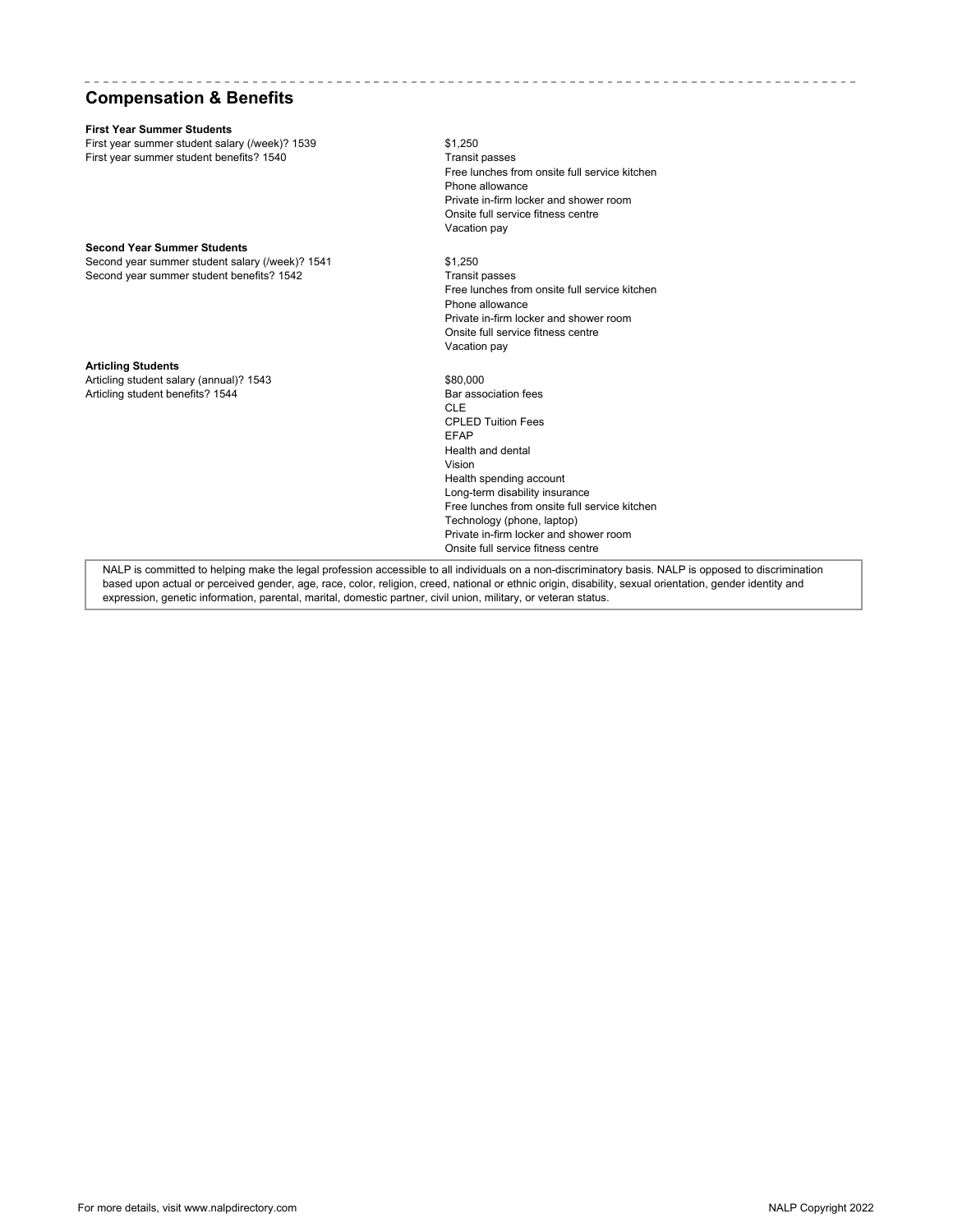## Compensation & Benefits

**First Year Summer Students**

| | |
|---|---|
| First year summer student salary (/week)? 1539 | $1,250 |
| First year summer student benefits? 1540 | Transit passes<br>Free lunches from onsite full service kitchen<br>Phone allowance<br>Private in-firm locker and shower room<br>Onsite full service fitness centre<br>Vacation pay |

**Second Year Summer Students**

| | |
|---|---|
| Second year summer student salary (/week)? 1541 | $1,250 |
| Second year summer student benefits? 1542 | Transit passes<br>Free lunches from onsite full service kitchen<br>Phone allowance<br>Private in-firm locker and shower room<br>Onsite full service fitness centre<br>Vacation pay |

**Articling Students**

| | |
|---|---|
| Articling student salary (annual)? 1543 | $80,000 |
| Articling student benefits? 1544 | Bar association fees<br>CLE<br>CPLED Tuition Fees<br>EFAP<br>Health and dental<br>Vision<br>Health spending account<br>Long-term disability insurance<br>Free lunches from onsite full service kitchen<br>Technology (phone, laptop)<br>Private in-firm locker and shower room<br>Onsite full service fitness centre |

NALP is committed to helping make the legal profession accessible to all individuals on a non-discriminatory basis. NALP is opposed to discrimination based upon actual or perceived gender, age, race, color, religion, creed, national or ethnic origin, disability, sexual orientation, gender identity and expression, genetic information, parental, marital, domestic partner, civil union, military, or veteran status.